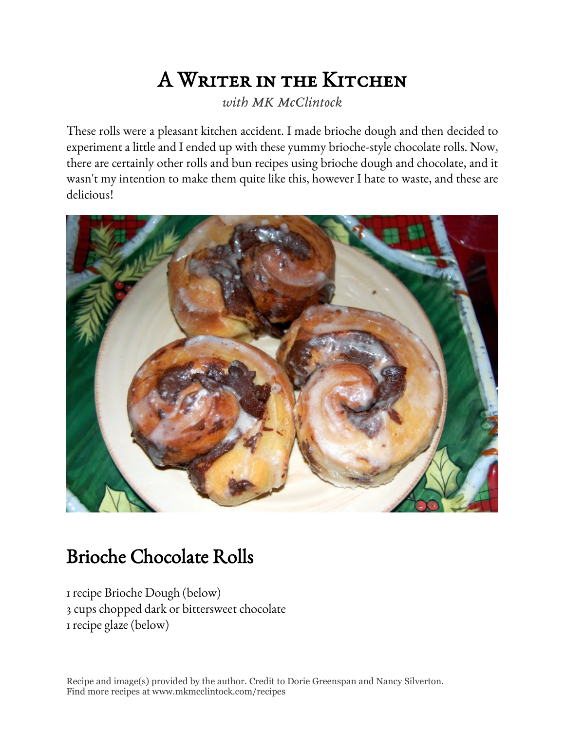# A Writer in the Kitchen

*with MK McClintock*

These rolls were a pleasant kitchen accident. I made brioche dough and then decided to experiment a little and I ended up with these yummy brioche-style chocolate rolls. Now, there are certainly other rolls and bun recipes using brioche dough and chocolate, and it wasn't my intention to make them quite like this, however I hate to waste, and these are delicious!

## Brioche Chocolate Rolls

1 recipe Brioche Dough (below)
3 cups chopped dark or bittersweet chocolate
1 recipe glaze (below)

Recipe and image(s) provided by the author. Credit to Dorie Greenspan and Nancy Silverton.
Find more recipes at www.mkmcclintock.com/recipes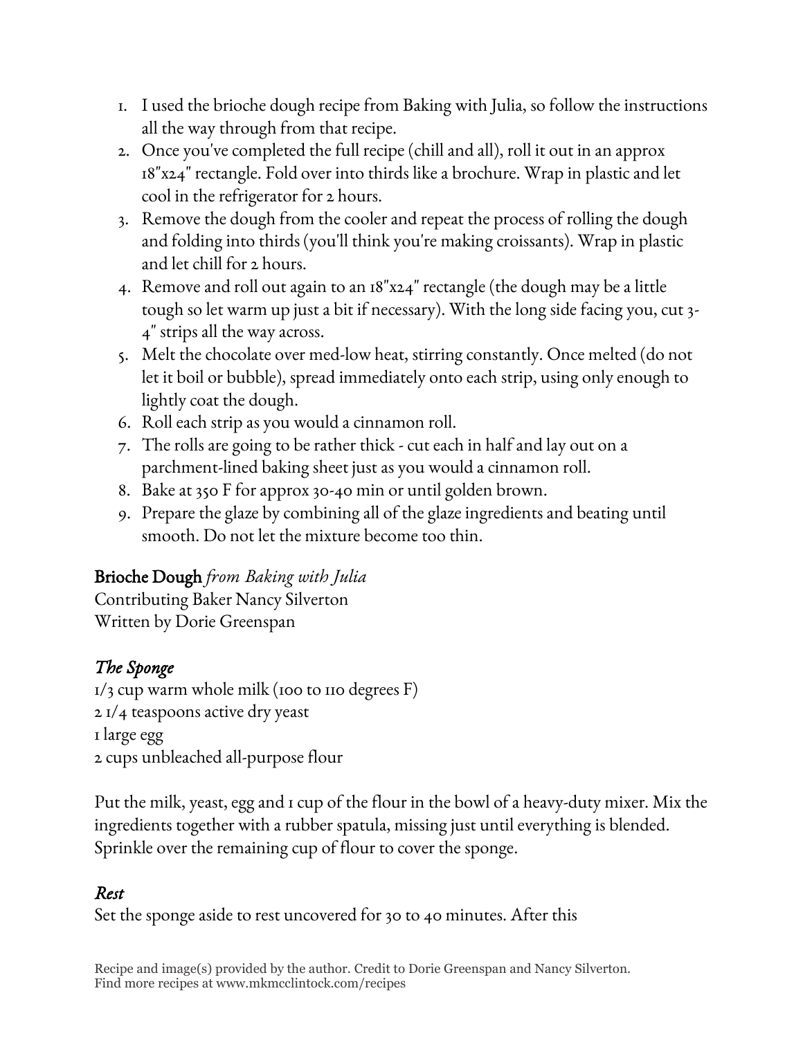1. I used the brioche dough recipe from Baking with Julia, so follow the instructions all the way through from that recipe.
2. Once you've completed the full recipe (chill and all), roll it out in an approx 18"x24" rectangle. Fold over into thirds like a brochure. Wrap in plastic and let cool in the refrigerator for 2 hours.
3. Remove the dough from the cooler and repeat the process of rolling the dough and folding into thirds (you'll think you're making croissants). Wrap in plastic and let chill for 2 hours.
4. Remove and roll out again to an 18"x24" rectangle (the dough may be a little tough so let warm up just a bit if necessary). With the long side facing you, cut 3-4" strips all the way across.
5. Melt the chocolate over med-low heat, stirring constantly. Once melted (do not let it boil or bubble), spread immediately onto each strip, using only enough to lightly coat the dough.
6. Roll each strip as you would a cinnamon roll.
7. The rolls are going to be rather thick - cut each in half and lay out on a parchment-lined baking sheet just as you would a cinnamon roll.
8. Bake at 350 F for approx 30-40 min or until golden brown.
9. Prepare the glaze by combining all of the glaze ingredients and beating until smooth. Do not let the mixture become too thin.

**Brioche Dough** *from Baking with Julia*
Contributing Baker Nancy Silverton
Written by Dorie Greenspan

## *The Sponge*

1/3 cup warm whole milk (100 to 110 degrees F)
2 1/4 teaspoons active dry yeast
1 large egg
2 cups unbleached all-purpose flour

Put the milk, yeast, egg and 1 cup of the flour in the bowl of a heavy-duty mixer. Mix the ingredients together with a rubber spatula, missing just until everything is blended. Sprinkle over the remaining cup of flour to cover the sponge.

## *Rest*

Set the sponge aside to rest uncovered for 30 to 40 minutes. After this

Recipe and image(s) provided by the author. Credit to Dorie Greenspan and Nancy Silverton.
Find more recipes at www.mkmcclintock.com/recipes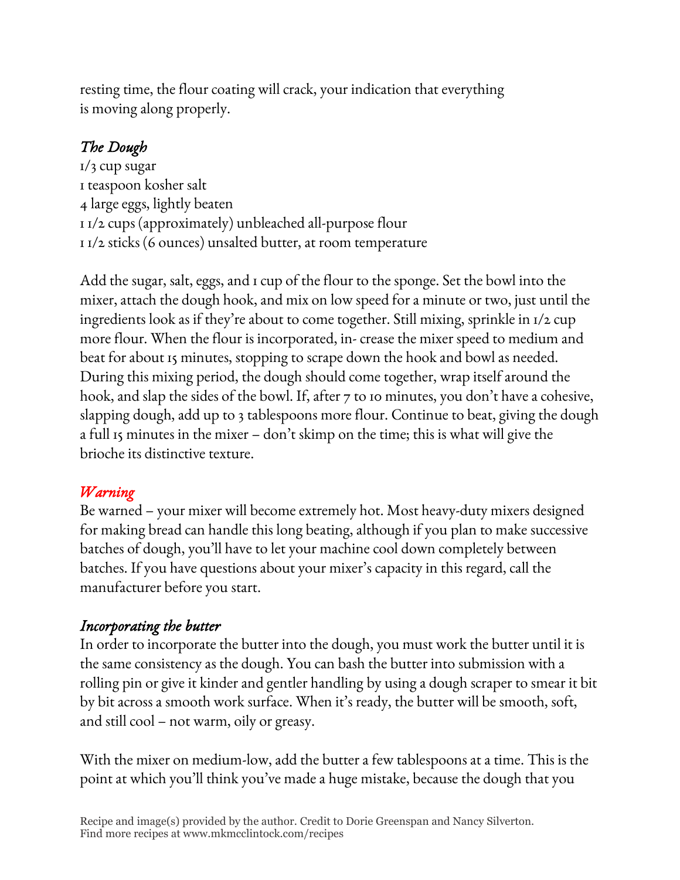resting time, the flour coating will crack, your indication that everything is moving along properly.

### *The Dough*

1/3 cup sugar
1 teaspoon kosher salt
4 large eggs, lightly beaten
1 1/2 cups (approximately) unbleached all-purpose flour
1 1/2 sticks (6 ounces) unsalted butter, at room temperature

Add the sugar, salt, eggs, and 1 cup of the flour to the sponge. Set the bowl into the mixer, attach the dough hook, and mix on low speed for a minute or two, just until the ingredients look as if they're about to come together. Still mixing, sprinkle in 1/2 cup more flour. When the flour is incorporated, in- crease the mixer speed to medium and beat for about 15 minutes, stopping to scrape down the hook and bowl as needed. During this mixing period, the dough should come together, wrap itself around the hook, and slap the sides of the bowl. If, after 7 to 10 minutes, you don't have a cohesive, slapping dough, add up to 3 tablespoons more flour. Continue to beat, giving the dough a full 15 minutes in the mixer – don't skimp on the time; this is what will give the brioche its distinctive texture.

### *Warning*

Be warned – your mixer will become extremely hot. Most heavy-duty mixers designed for making bread can handle this long beating, although if you plan to make successive batches of dough, you'll have to let your machine cool down completely between batches. If you have questions about your mixer's capacity in this regard, call the manufacturer before you start.

### *Incorporating the butter*

In order to incorporate the butter into the dough, you must work the butter until it is the same consistency as the dough. You can bash the butter into submission with a rolling pin or give it kinder and gentler handling by using a dough scraper to smear it bit by bit across a smooth work surface. When it's ready, the butter will be smooth, soft, and still cool – not warm, oily or greasy.

With the mixer on medium-low, add the butter a few tablespoons at a time. This is the point at which you'll think you've made a huge mistake, because the dough that you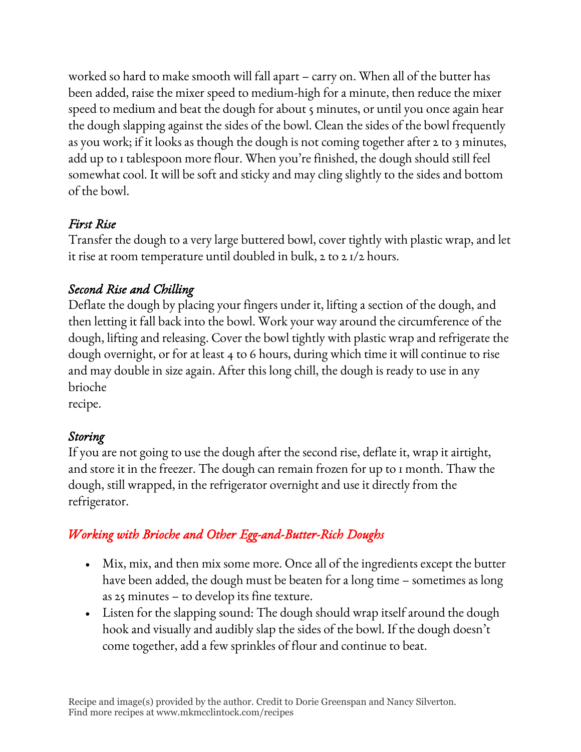worked so hard to make smooth will fall apart – carry on. When all of the butter has been added, raise the mixer speed to medium-high for a minute, then reduce the mixer speed to medium and beat the dough for about 5 minutes, or until you once again hear the dough slapping against the sides of the bowl. Clean the sides of the bowl frequently as you work; if it looks as though the dough is not coming together after 2 to 3 minutes, add up to 1 tablespoon more flour. When you're finished, the dough should still feel somewhat cool. It will be soft and sticky and may cling slightly to the sides and bottom of the bowl.

### *First Rise*

Transfer the dough to a very large buttered bowl, cover tightly with plastic wrap, and let it rise at room temperature until doubled in bulk, 2 to 2 1/2 hours.

### *Second Rise and Chilling*

Deflate the dough by placing your fingers under it, lifting a section of the dough, and then letting it fall back into the bowl. Work your way around the circumference of the dough, lifting and releasing. Cover the bowl tightly with plastic wrap and refrigerate the dough overnight, or for at least 4 to 6 hours, during which time it will continue to rise and may double in size again. After this long chill, the dough is ready to use in any brioche recipe.

### *Storing*

If you are not going to use the dough after the second rise, deflate it, wrap it airtight, and store it in the freezer. The dough can remain frozen for up to 1 month. Thaw the dough, still wrapped, in the refrigerator overnight and use it directly from the refrigerator.

## *Working with Brioche and Other Egg-and-Butter-Rich Doughs*

- Mix, mix, and then mix some more. Once all of the ingredients except the butter have been added, the dough must be beaten for a long time – sometimes as long as 25 minutes – to develop its fine texture.
- Listen for the slapping sound: The dough should wrap itself around the dough hook and visually and audibly slap the sides of the bowl. If the dough doesn't come together, add a few sprinkles of flour and continue to beat.

Recipe and image(s) provided by the author. Credit to Dorie Greenspan and Nancy Silverton.
Find more recipes at www.mkmcclintock.com/recipes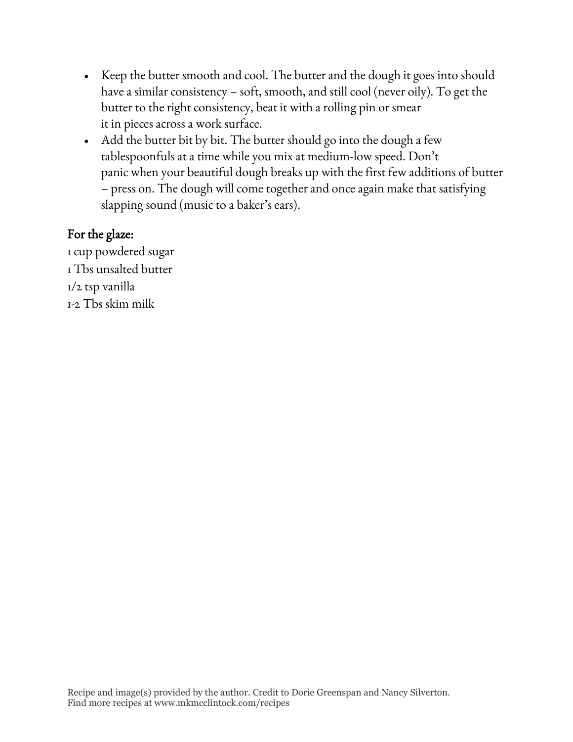- Keep the butter smooth and cool. The butter and the dough it goes into should have a similar consistency – soft, smooth, and still cool (never oily). To get the butter to the right consistency, beat it with a rolling pin or smear it in pieces across a work surface.
- Add the butter bit by bit. The butter should go into the dough a few tablespoonfuls at a time while you mix at medium-low speed. Don't panic when your beautiful dough breaks up with the first few additions of butter – press on. The dough will come together and once again make that satisfying slapping sound (music to a baker's ears).

## For the glaze:

1 cup powdered sugar
1 Tbs unsalted butter
1/2 tsp vanilla
1-2 Tbs skim milk

Recipe and image(s) provided by the author. Credit to Dorie Greenspan and Nancy Silverton.
Find more recipes at www.mkmcclintock.com/recipes